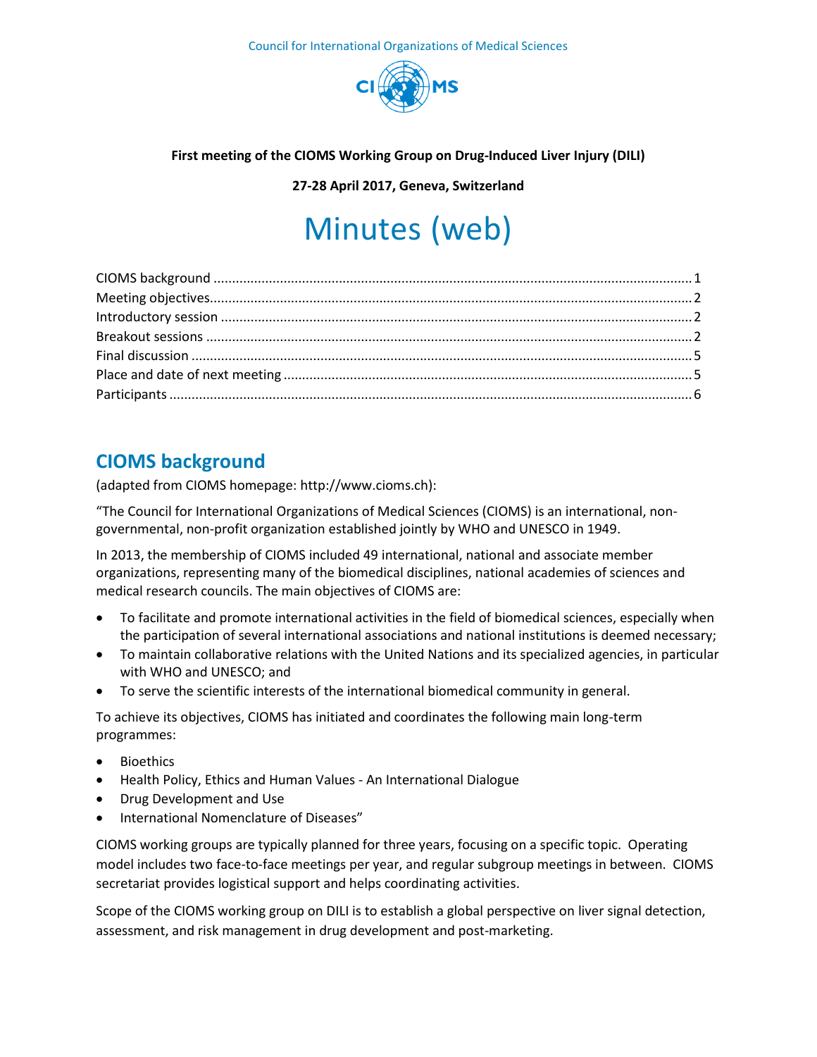Council for International Organizations of Medical Sciences

**First meeting of the CIOMS Working Group on Drug-Induced Liver Injury (DILI)**

**27-28 April 2017, Geneva, Switzerland**

# Minutes (web)

- CIOMS background ..... 1
- Meeting objectives..... 2
- Introductory session ..... 2
- Breakout sessions ..... 2
- Final discussion ..... 5
- Place and date of next meeting ..... 5
- Participants ..... 6

## CIOMS background

(adapted from CIOMS homepage: http://www.cioms.ch):

"The Council for International Organizations of Medical Sciences (CIOMS) is an international, non-governmental, non-profit organization established jointly by WHO and UNESCO in 1949.

In 2013, the membership of CIOMS included 49 international, national and associate member organizations, representing many of the biomedical disciplines, national academies of sciences and medical research councils. The main objectives of CIOMS are:

- To facilitate and promote international activities in the field of biomedical sciences, especially when the participation of several international associations and national institutions is deemed necessary;
- To maintain collaborative relations with the United Nations and its specialized agencies, in particular with WHO and UNESCO; and
- To serve the scientific interests of the international biomedical community in general.

To achieve its objectives, CIOMS has initiated and coordinates the following main long-term programmes:

- Bioethics
- Health Policy, Ethics and Human Values - An International Dialogue
- Drug Development and Use
- International Nomenclature of Diseases"

CIOMS working groups are typically planned for three years, focusing on a specific topic. Operating model includes two face-to-face meetings per year, and regular subgroup meetings in between. CIOMS secretariat provides logistical support and helps coordinating activities.

Scope of the CIOMS working group on DILI is to establish a global perspective on liver signal detection, assessment, and risk management in drug development and post-marketing.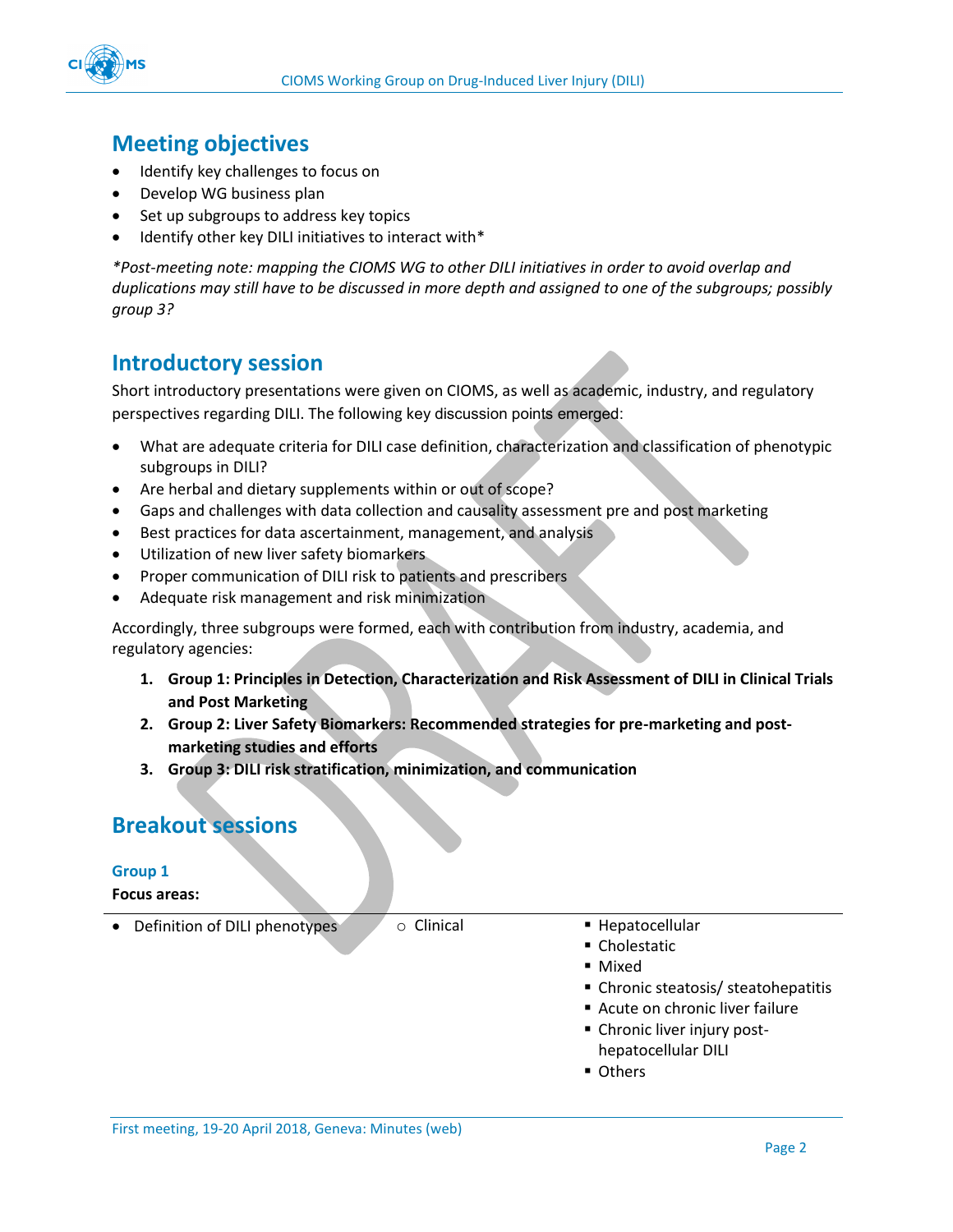## Meeting objectives

- Identify key challenges to focus on
- Develop WG business plan
- Set up subgroups to address key topics
- Identify other key DILI initiatives to interact with*

*\*Post-meeting note: mapping the CIOMS WG to other DILI initiatives in order to avoid overlap and duplications may still have to be discussed in more depth and assigned to one of the subgroups; possibly group 3?*

## Introductory session

Short introductory presentations were given on CIOMS, as well as academic, industry, and regulatory perspectives regarding DILI. The following key discussion points emerged:

- What are adequate criteria for DILI case definition, characterization and classification of phenotypic subgroups in DILI?
- Are herbal and dietary supplements within or out of scope?
- Gaps and challenges with data collection and causality assessment pre and post marketing
- Best practices for data ascertainment, management, and analysis
- Utilization of new liver safety biomarkers
- Proper communication of DILI risk to patients and prescribers
- Adequate risk management and risk minimization

Accordingly, three subgroups were formed, each with contribution from industry, academia, and regulatory agencies:

1. **Group 1: Principles in Detection, Characterization and Risk Assessment of DILI in Clinical Trials and Post Marketing**
2. **Group 2: Liver Safety Biomarkers: Recommended strategies for pre-marketing and post-marketing studies and efforts**
3. **Group 3: DILI risk stratification, minimization, and communication**

## Breakout sessions

### Group 1

**Focus areas:**

- Definition of DILI phenotypes
  - Clinical
    - Hepatocellular
    - Cholestatic
    - Mixed
    - Chronic steatosis/ steatohepatitis
    - Acute on chronic liver failure
    - Chronic liver injury post-hepatocellular DILI
    - Others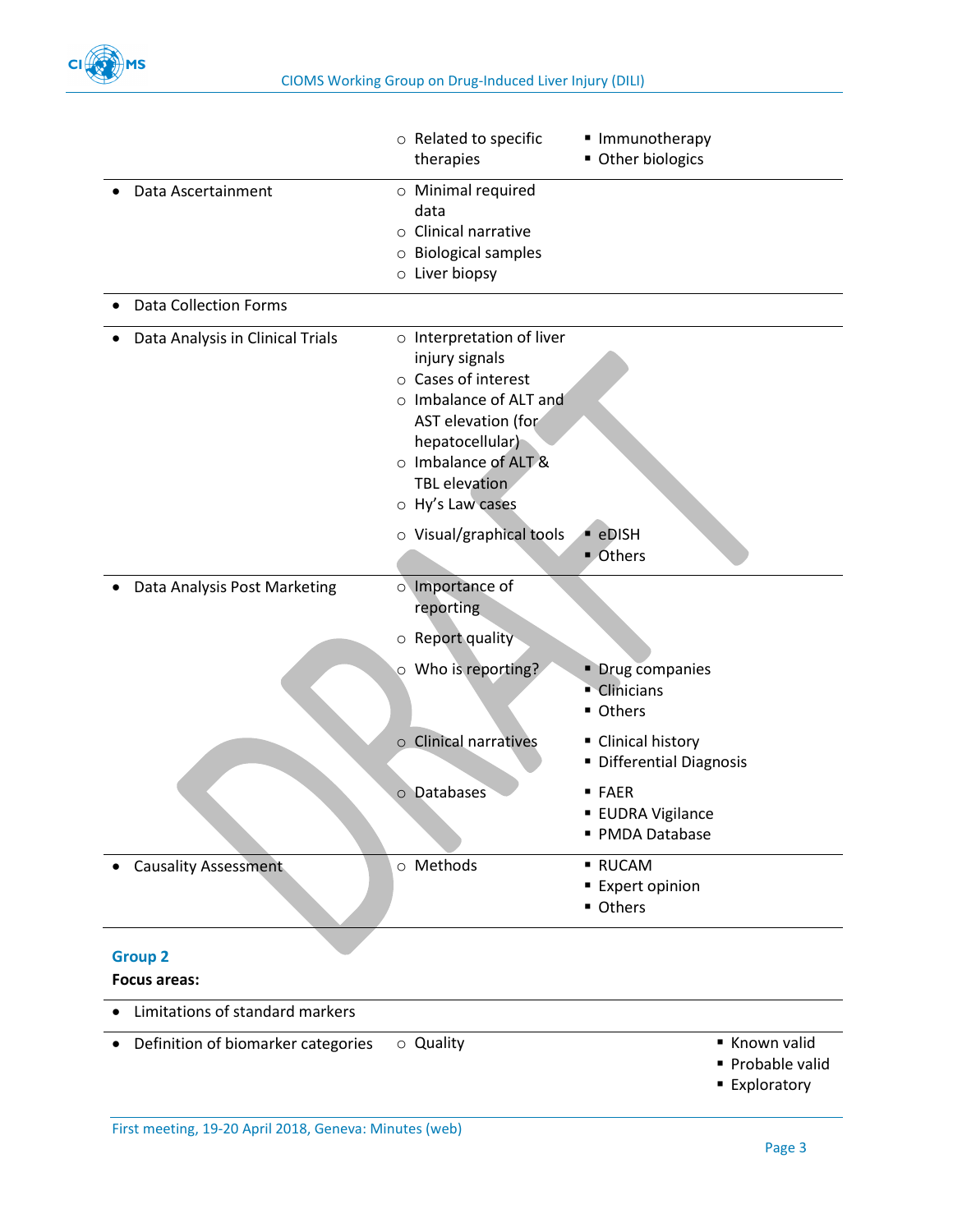| | | |
|---|---|---|
| | ○ Related to specific therapies | ▪ Immunotherapy<br>▪ Other biologics |
| • Data Ascertainment | ○ Minimal required data<br>○ Clinical narrative<br>○ Biological samples<br>○ Liver biopsy | |
| • Data Collection Forms | | |
| • Data Analysis in Clinical Trials | ○ Interpretation of liver injury signals<br>○ Cases of interest<br>○ Imbalance of ALT and AST elevation (for hepatocellular)<br>○ Imbalance of ALT & TBL elevation<br>○ Hy's Law cases | |
| | ○ Visual/graphical tools | ▪ eDISH<br>▪ Others |
| • Data Analysis Post Marketing | ○ Importance of reporting | |
| | ○ Report quality | |
| | ○ Who is reporting? | ▪ Drug companies<br>▪ Clinicians<br>▪ Others |
| | ○ Clinical narratives | ▪ Clinical history<br>▪ Differential Diagnosis |
| | ○ Databases | ▪ FAER<br>▪ EUDRA Vigilance<br>▪ PMDA Database |
| • Causality Assessment | ○ Methods | ▪ RUCAM<br>▪ Expert opinion<br>▪ Others |

## Group 2

**Focus areas:**

| | | |
|---|---|---|
| • Limitations of standard markers | | |
| • Definition of biomarker categories | ○ Quality | ▪ Known valid<br>▪ Probable valid<br>▪ Exploratory |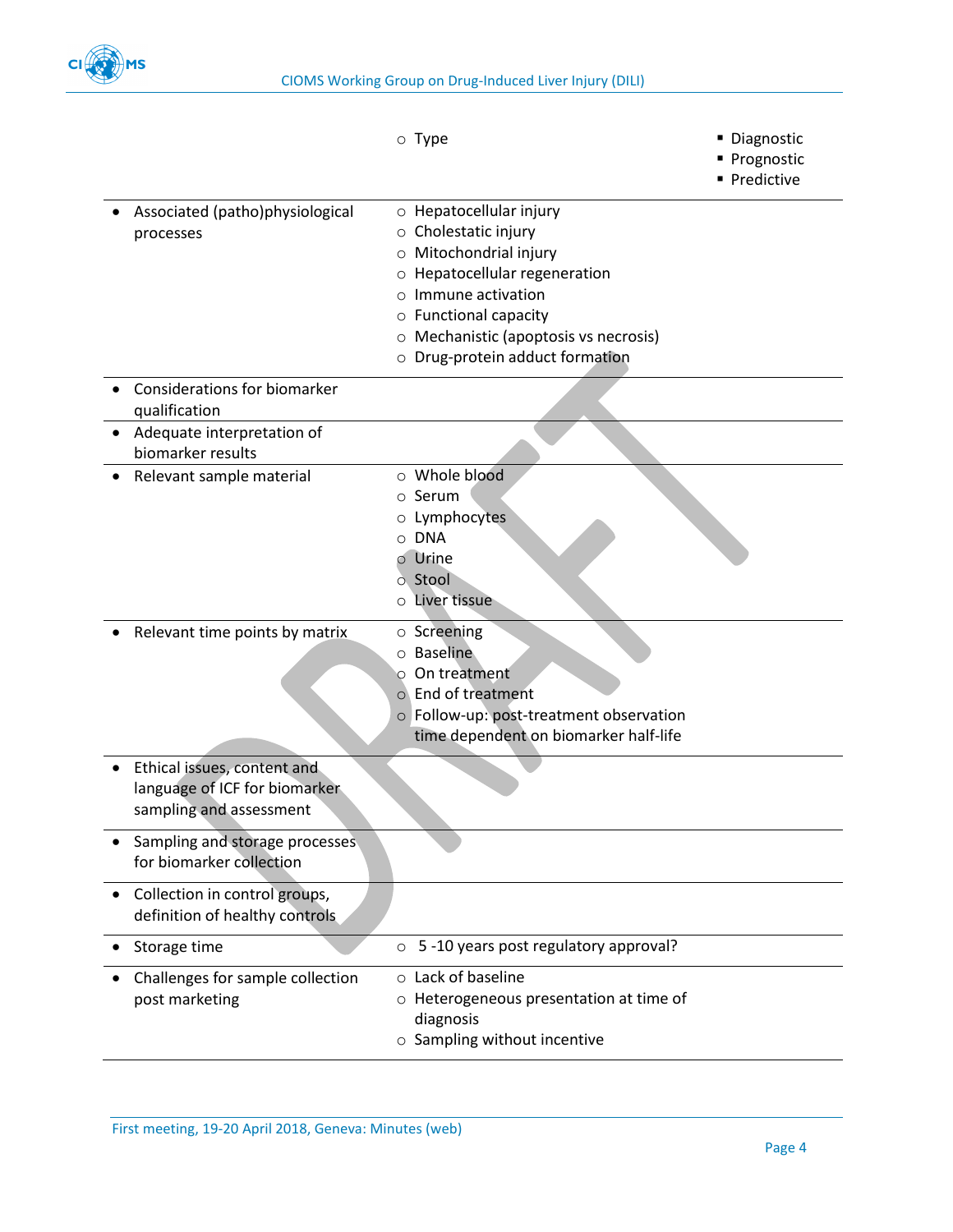| | | |
|---|---|---|
| | ○ Type | ▪ Diagnostic<br>▪ Prognostic<br>▪ Predictive |
| • Associated (patho)physiological processes | ○ Hepatocellular injury<br>○ Cholestatic injury<br>○ Mitochondrial injury<br>○ Hepatocellular regeneration<br>○ Immune activation<br>○ Functional capacity<br>○ Mechanistic (apoptosis vs necrosis)<br>○ Drug-protein adduct formation | |
| • Considerations for biomarker qualification | | |
| • Adequate interpretation of biomarker results | | |
| • Relevant sample material | ○ Whole blood<br>○ Serum<br>○ Lymphocytes<br>○ DNA<br>○ Urine<br>○ Stool<br>○ Liver tissue | |
| • Relevant time points by matrix | ○ Screening<br>○ Baseline<br>○ On treatment<br>○ End of treatment<br>○ Follow-up: post-treatment observation time dependent on biomarker half-life | |
| • Ethical issues, content and language of ICF for biomarker sampling and assessment | | |
| • Sampling and storage processes for biomarker collection | | |
| • Collection in control groups, definition of healthy controls | | |
| • Storage time | ○ 5 -10 years post regulatory approval? | |
| • Challenges for sample collection post marketing | ○ Lack of baseline<br>○ Heterogeneous presentation at time of diagnosis<br>○ Sampling without incentive | |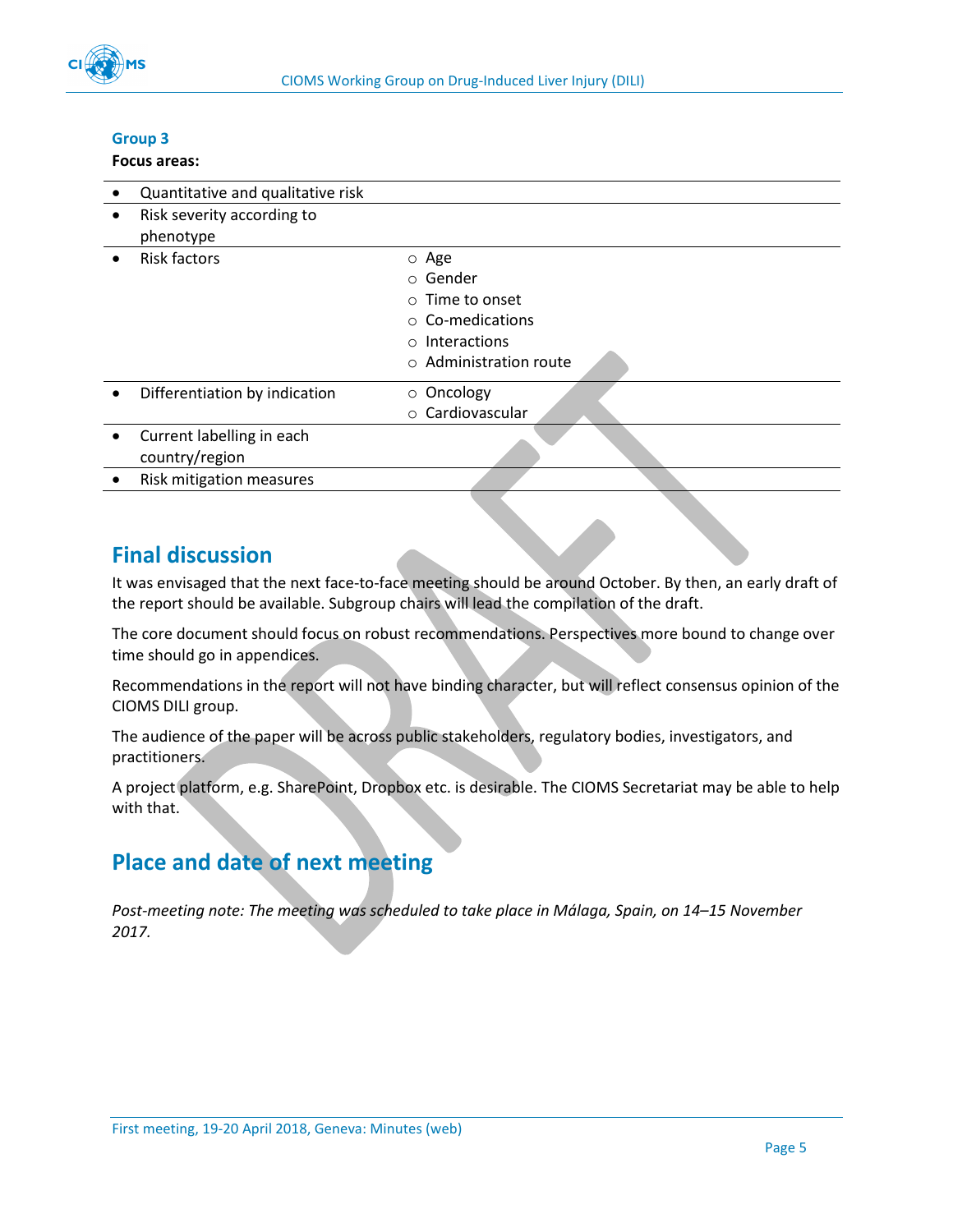### Group 3

**Focus areas:**

| Focus area | Details |
|---|---|
| • Quantitative and qualitative risk | |
| • Risk severity according to phenotype | |
| • Risk factors | ○ Age<br>○ Gender<br>○ Time to onset<br>○ Co-medications<br>○ Interactions<br>○ Administration route |
| • Differentiation by indication | ○ Oncology<br>○ Cardiovascular |
| • Current labelling in each country/region | |
| • Risk mitigation measures | |

## Final discussion

It was envisaged that the next face-to-face meeting should be around October. By then, an early draft of the report should be available. Subgroup chairs will lead the compilation of the draft.

The core document should focus on robust recommendations. Perspectives more bound to change over time should go in appendices.

Recommendations in the report will not have binding character, but will reflect consensus opinion of the CIOMS DILI group.

The audience of the paper will be across public stakeholders, regulatory bodies, investigators, and practitioners.

A project platform, e.g. SharePoint, Dropbox etc. is desirable. The CIOMS Secretariat may be able to help with that.

## Place and date of next meeting

*Post-meeting note: The meeting was scheduled to take place in Málaga, Spain, on 14–15 November 2017.*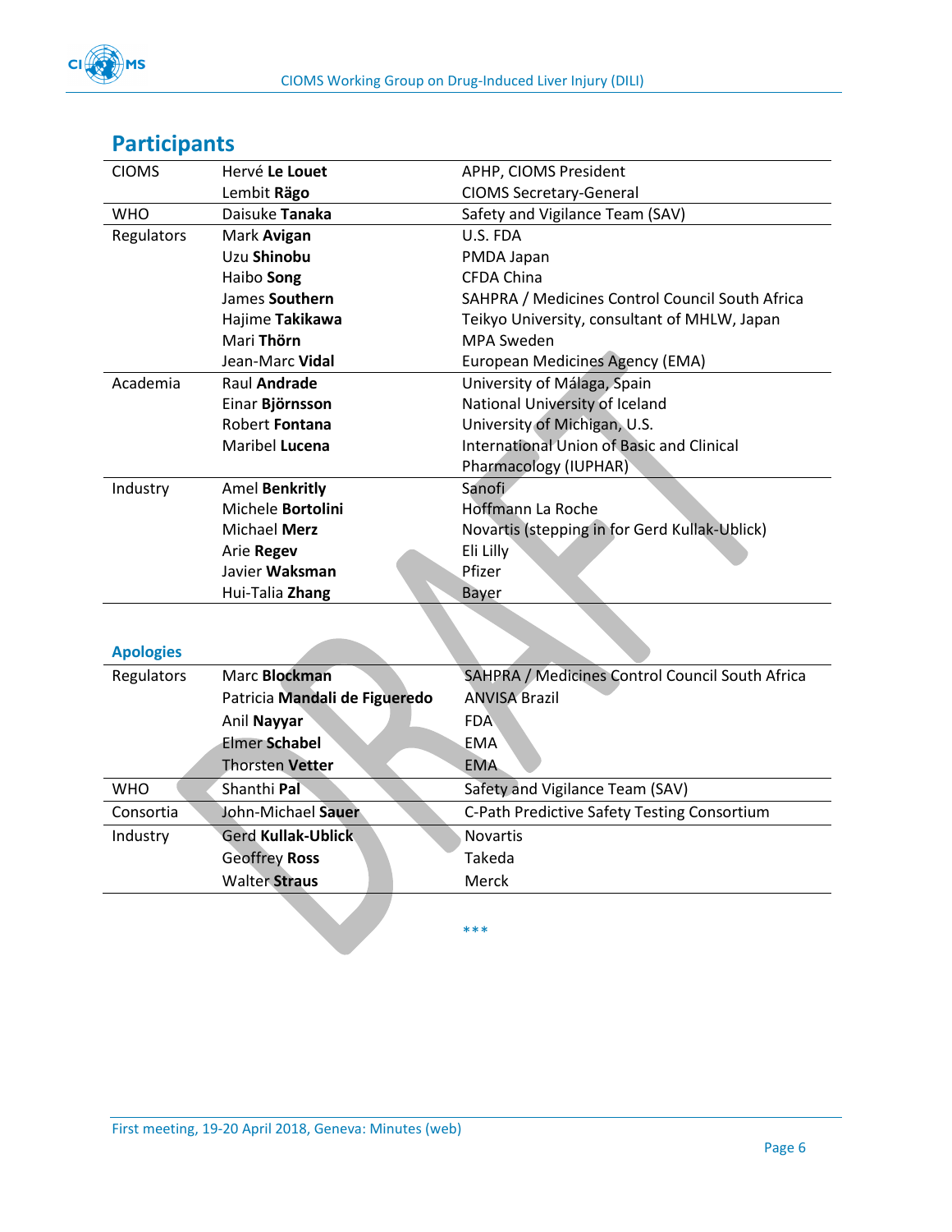## Participants

| | | |
|---|---|---|
| CIOMS | Hervé **Le Louet** | APHP, CIOMS President |
| | Lembit **Rägo** | CIOMS Secretary-General |
| WHO | Daisuke **Tanaka** | Safety and Vigilance Team (SAV) |
| Regulators | Mark **Avigan** | U.S. FDA |
| | Uzu **Shinobu** | PMDA Japan |
| | Haibo **Song** | CFDA China |
| | James **Southern** | SAHPRA / Medicines Control Council South Africa |
| | Hajime **Takikawa** | Teikyo University, consultant of MHLW, Japan |
| | Mari **Thörn** | MPA Sweden |
| | Jean-Marc **Vidal** | European Medicines Agency (EMA) |
| Academia | Raul **Andrade** | University of Málaga, Spain |
| | Einar **Björnsson** | National University of Iceland |
| | Robert **Fontana** | University of Michigan, U.S. |
| | Maribel **Lucena** | International Union of Basic and Clinical Pharmacology (IUPHAR) |
| Industry | Amel **Benkritly** | Sanofi |
| | Michele **Bortolini** | Hoffmann La Roche |
| | Michael **Merz** | Novartis (stepping in for Gerd Kullak-Ublick) |
| | Arie **Regev** | Eli Lilly |
| | Javier **Waksman** | Pfizer |
| | Hui-Talia **Zhang** | Bayer |

## Apologies

| | | |
|---|---|---|
| Regulators | Marc **Blockman** | SAHPRA / Medicines Control Council South Africa |
| | Patricia **Mandali de Figueredo** | ANVISA Brazil |
| | Anil **Nayyar** | FDA |
| | Elmer **Schabel** | EMA |
| | Thorsten **Vetter** | EMA |
| WHO | Shanthi **Pal** | Safety and Vigilance Team (SAV) |
| Consortia | John-Michael **Sauer** | C-Path Predictive Safety Testing Consortium |
| Industry | Gerd **Kullak-Ublick** | Novartis |
| | Geoffrey **Ross** | Takeda |
| | Walter **Straus** | Merck |

***